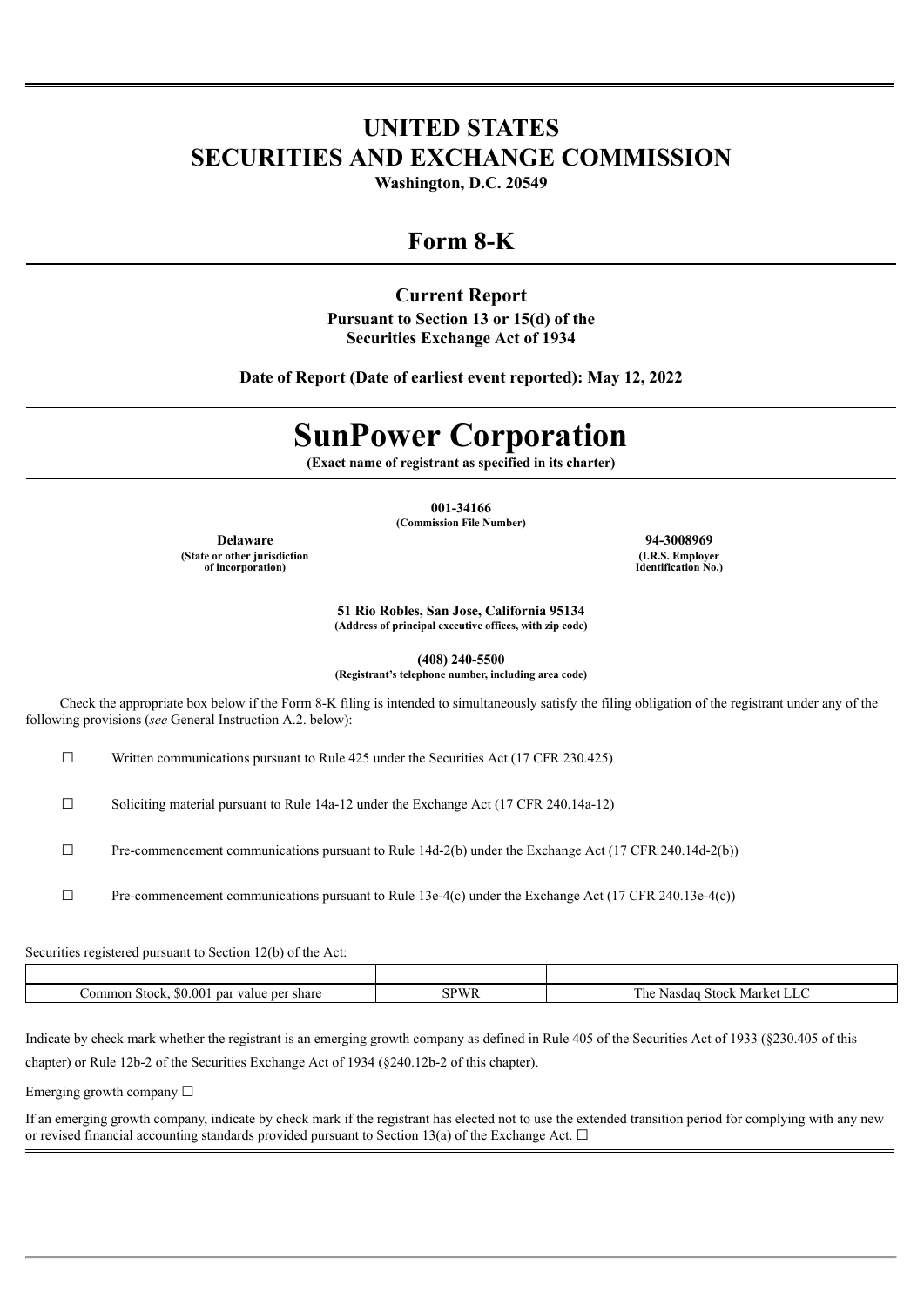# UNITED STATES
# SECURITIES AND EXCHANGE COMMISSION

**Washington, D.C. 20549**

## Form 8-K

### Current Report

**Pursuant to Section 13 or 15(d) of the**
**Securities Exchange Act of 1934**

**Date of Report (Date of earliest event reported): May 12, 2022**

# SunPower Corporation

**(Exact name of registrant as specified in its charter)**

**001-34166**
**(Commission File Number)**

| **Delaware** | **94-3008969** |
|---|---|
| **(State or other jurisdiction of incorporation)** | **(I.R.S. Employer Identification No.)** |

**51 Rio Robles, San Jose, California 95134**
**(Address of principal executive offices, with zip code)**

**(408) 240-5500**
**(Registrant's telephone number, including area code)**

Check the appropriate box below if the Form 8-K filing is intended to simultaneously satisfy the filing obligation of the registrant under any of the following provisions (*see* General Instruction A.2. below):

☐ Written communications pursuant to Rule 425 under the Securities Act (17 CFR 230.425)

☐ Soliciting material pursuant to Rule 14a-12 under the Exchange Act (17 CFR 240.14a-12)

☐ Pre-commencement communications pursuant to Rule 14d-2(b) under the Exchange Act (17 CFR 240.14d-2(b))

☐ Pre-commencement communications pursuant to Rule 13e-4(c) under the Exchange Act (17 CFR 240.13e-4(c))

Securities registered pursuant to Section 12(b) of the Act:

| | | |
|---|---|---|
| Common Stock, $0.001 par value per share | SPWR | The Nasdaq Stock Market LLC |

Indicate by check mark whether the registrant is an emerging growth company as defined in Rule 405 of the Securities Act of 1933 (§230.405 of this chapter) or Rule 12b-2 of the Securities Exchange Act of 1934 (§240.12b-2 of this chapter).

Emerging growth company ☐

If an emerging growth company, indicate by check mark if the registrant has elected not to use the extended transition period for complying with any new or revised financial accounting standards provided pursuant to Section 13(a) of the Exchange Act. ☐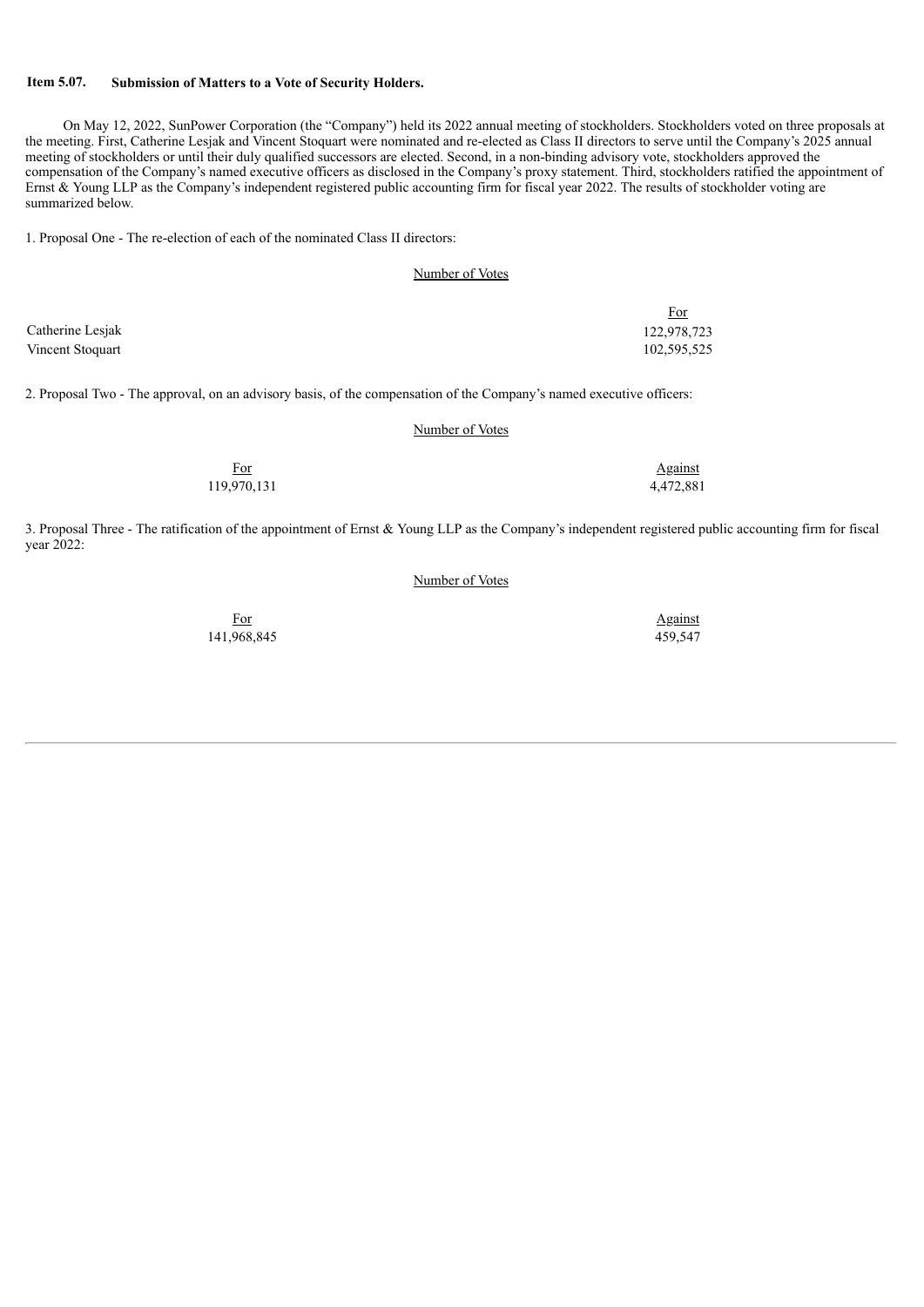**Item 5.07. Submission of Matters to a Vote of Security Holders.**

On May 12, 2022, SunPower Corporation (the "Company") held its 2022 annual meeting of stockholders. Stockholders voted on three proposals at the meeting. First, Catherine Lesjak and Vincent Stoquart were nominated and re-elected as Class II directors to serve until the Company's 2025 annual meeting of stockholders or until their duly qualified successors are elected. Second, in a non-binding advisory vote, stockholders approved the compensation of the Company's named executive officers as disclosed in the Company's proxy statement. Third, stockholders ratified the appointment of Ernst & Young LLP as the Company's independent registered public accounting firm for fiscal year 2022. The results of stockholder voting are summarized below.

1. Proposal One - The re-election of each of the nominated Class II directors:

| | Number of Votes |
|---|---|
| | For |
| Catherine Lesjak | 122,978,723 |
| Vincent Stoquart | 102,595,525 |

2. Proposal Two - The approval, on an advisory basis, of the compensation of the Company's named executive officers:

| Number of Votes | |
|---|---|
| For | Against |
| 119,970,131 | 4,472,881 |

3. Proposal Three - The ratification of the appointment of Ernst & Young LLP as the Company's independent registered public accounting firm for fiscal year 2022:

| Number of Votes | |
|---|---|
| For | Against |
| 141,968,845 | 459,547 |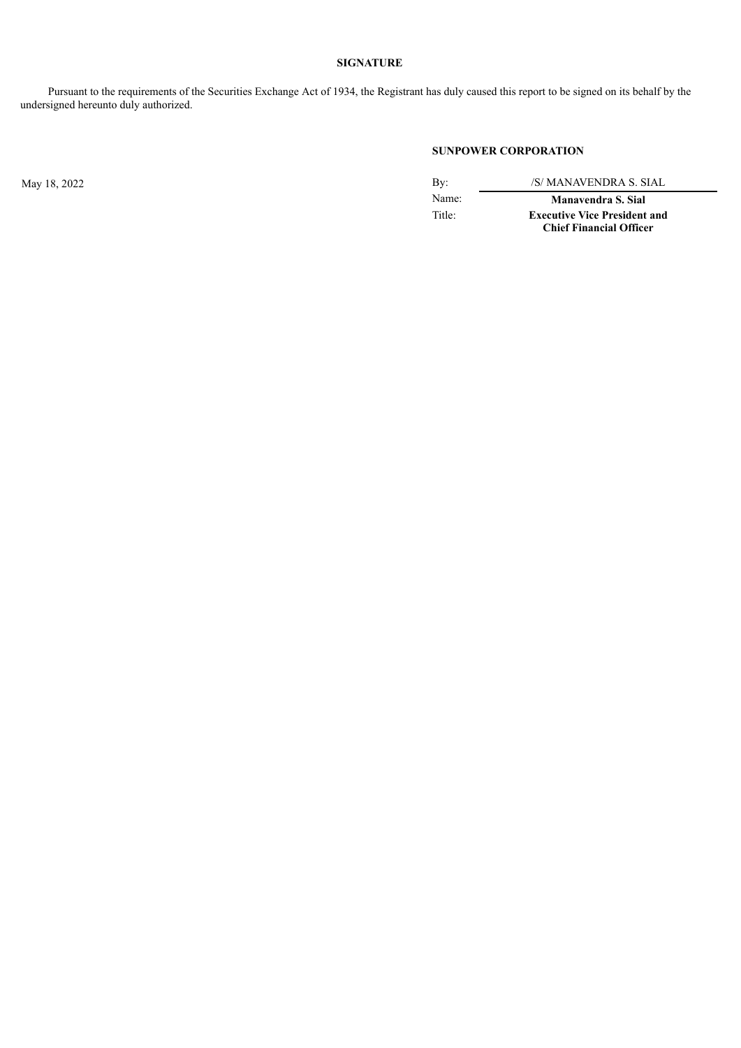**SIGNATURE**

Pursuant to the requirements of the Securities Exchange Act of 1934, the Registrant has duly caused this report to be signed on its behalf by the undersigned hereunto duly authorized.

**SUNPOWER CORPORATION**

| | | |
|---|---|---|
| May 18, 2022 | By: | /S/ MANAVENDRA S. SIAL |
| | Name: | **Manavendra S. Sial** |
| | Title: | **Executive Vice President and Chief Financial Officer** |